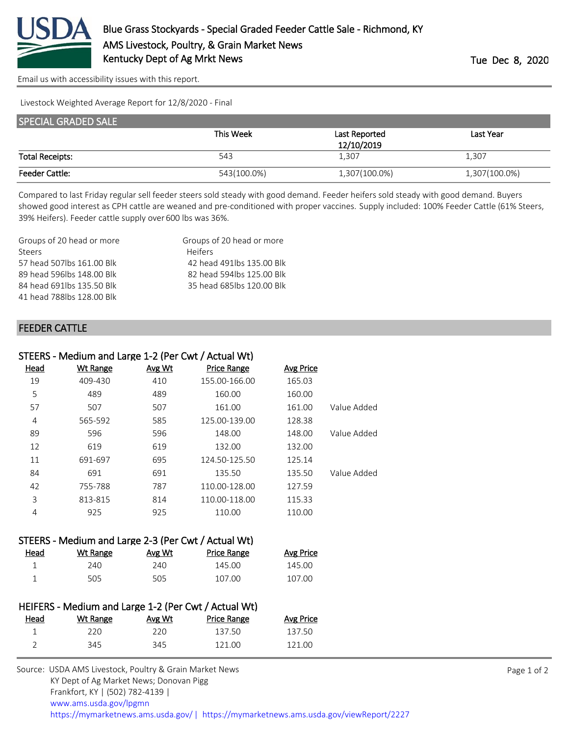# Blue Grass Stockyards - Special Graded Feeder Cattle Sale - Richmond, KY

AMS Livestock, Poultry, & Grain Market News

Kentucky Dept of Ag Mrkt News

Tue Dec 8, 2020

Email us with accessibility issues with this report.

Livestock Weighted Average Report for 12/8/2020 - Final

## SPECIAL GRADED SALE

| | This Week | Last Reported 12/10/2019 | Last Year |
|---|---|---|---|
| Total Receipts: | 543 | 1,307 | 1,307 |
| Feeder Cattle: | 543(100.0%) | 1,307(100.0%) | 1,307(100.0%) |

Compared to last Friday regular sell feeder steers sold steady with good demand. Feeder heifers sold steady with good demand. Buyers showed good interest as CPH cattle are weaned and pre-conditioned with proper vaccines. Supply included: 100% Feeder Cattle (61% Steers, 39% Heifers). Feeder cattle supply over 600 lbs was 36%.

Groups of 20 head or more
Steers
57 head 507lbs 161.00 Blk
89 head 596lbs 148.00 Blk
84 head 691lbs 135.50 Blk
41 head 788lbs 128.00 Blk

Groups of 20 head or more
Heifers
42 head 491lbs 135.00 Blk
82 head 594lbs 125.00 Blk
35 head 685lbs 120.00 Blk

## FEEDER CATTLE

### STEERS - Medium and Large 1-2 (Per Cwt / Actual Wt)

| Head | Wt Range | Avg Wt | Price Range | Avg Price | |
|---|---|---|---|---|---|
| 19 | 409-430 | 410 | 155.00-166.00 | 165.03 | |
| 5 | 489 | 489 | 160.00 | 160.00 | |
| 57 | 507 | 507 | 161.00 | 161.00 | Value Added |
| 4 | 565-592 | 585 | 125.00-139.00 | 128.38 | |
| 89 | 596 | 596 | 148.00 | 148.00 | Value Added |
| 12 | 619 | 619 | 132.00 | 132.00 | |
| 11 | 691-697 | 695 | 124.50-125.50 | 125.14 | |
| 84 | 691 | 691 | 135.50 | 135.50 | Value Added |
| 42 | 755-788 | 787 | 110.00-128.00 | 127.59 | |
| 3 | 813-815 | 814 | 110.00-118.00 | 115.33 | |
| 4 | 925 | 925 | 110.00 | 110.00 | |

### STEERS - Medium and Large 2-3 (Per Cwt / Actual Wt)

| Head | Wt Range | Avg Wt | Price Range | Avg Price |
|---|---|---|---|---|
| 1 | 240 | 240 | 145.00 | 145.00 |
| 1 | 505 | 505 | 107.00 | 107.00 |

### HEIFERS - Medium and Large 1-2 (Per Cwt / Actual Wt)

| Head | Wt Range | Avg Wt | Price Range | Avg Price |
|---|---|---|---|---|
| 1 | 220 | 220 | 137.50 | 137.50 |
| 2 | 345 | 345 | 121.00 | 121.00 |

Source: USDA AMS Livestock, Poultry & Grain Market News
KY Dept of Ag Market News; Donovan Pigg
Frankfort, KY | (502) 782-4139 |
www.ams.usda.gov/lpgmn
https://mymarketnews.ams.usda.gov/ | https://mymarketnews.ams.usda.gov/viewReport/2227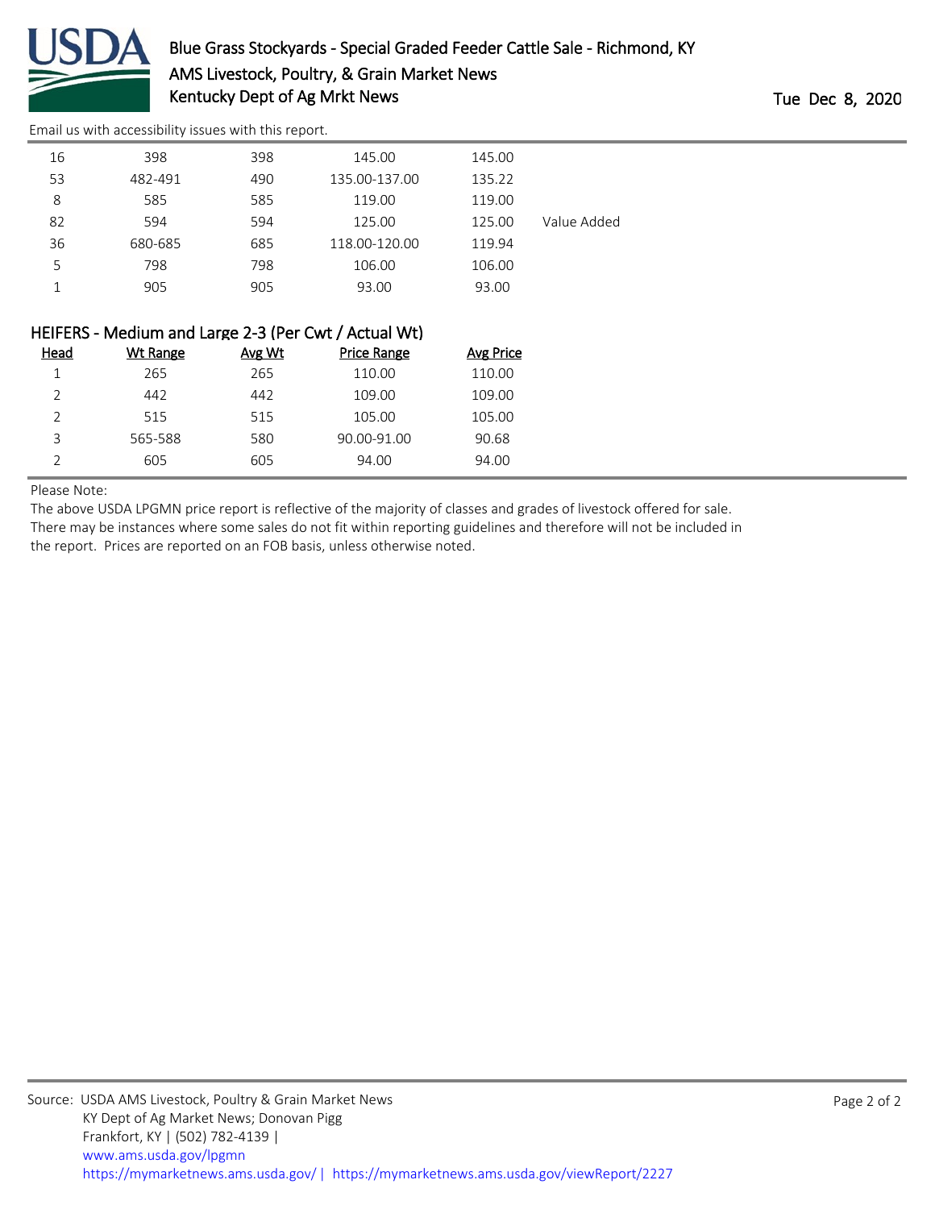| | | | | | |
|---|---|---|---|---|---|
| 16 | 398 | 398 | 145.00 | 145.00 | |
| 53 | 482-491 | 490 | 135.00-137.00 | 135.22 | |
| 8 | 585 | 585 | 119.00 | 119.00 | |
| 82 | 594 | 594 | 125.00 | 125.00 | Value Added |
| 36 | 680-685 | 685 | 118.00-120.00 | 119.94 | |
| 5 | 798 | 798 | 106.00 | 106.00 | |
| 1 | 905 | 905 | 93.00 | 93.00 | |

## HEIFERS - Medium and Large 2-3 (Per Cwt / Actual Wt)

| Head | Wt Range | Avg Wt | Price Range | Avg Price |
|---|---|---|---|---|
| 1 | 265 | 265 | 110.00 | 110.00 |
| 2 | 442 | 442 | 109.00 | 109.00 |
| 2 | 515 | 515 | 105.00 | 105.00 |
| 3 | 565-588 | 580 | 90.00-91.00 | 90.68 |
| 2 | 605 | 605 | 94.00 | 94.00 |

Please Note:
The above USDA LPGMN price report is reflective of the majority of classes and grades of livestock offered for sale. There may be instances where some sales do not fit within reporting guidelines and therefore will not be included in the report. Prices are reported on an FOB basis, unless otherwise noted.

Source: USDA AMS Livestock, Poultry & Grain Market News
KY Dept of Ag Market News; Donovan Pigg
Frankfort, KY | (502) 782-4139 |
www.ams.usda.gov/lpgmn
https://mymarketnews.ams.usda.gov/ | https://mymarketnews.ams.usda.gov/viewReport/2227